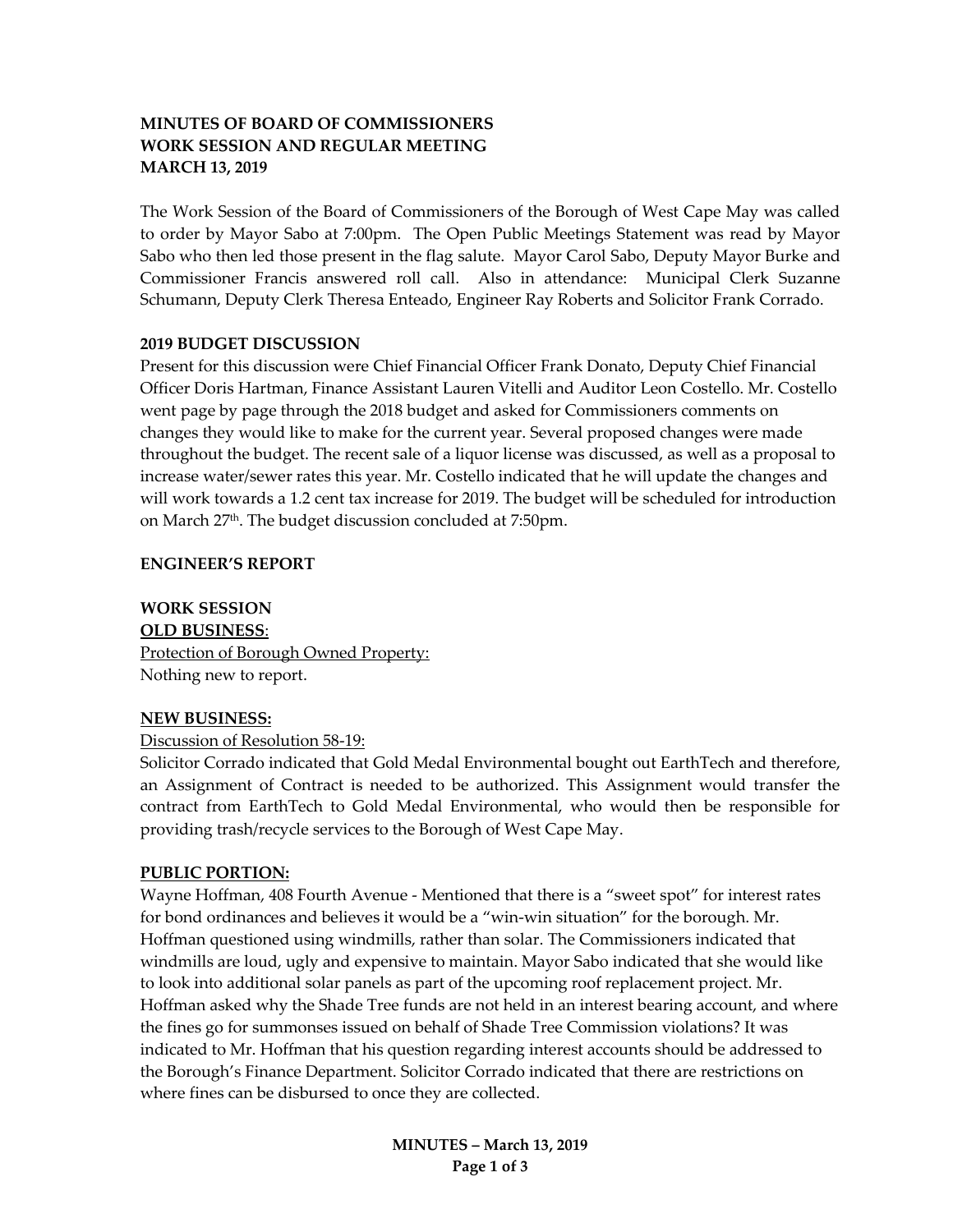**MINUTES OF BOARD OF COMMISSIONERS**
**WORK SESSION AND REGULAR MEETING**
**MARCH 13, 2019**

The Work Session of the Board of Commissioners of the Borough of West Cape May was called to order by Mayor Sabo at 7:00pm. The Open Public Meetings Statement was read by Mayor Sabo who then led those present in the flag salute. Mayor Carol Sabo, Deputy Mayor Burke and Commissioner Francis answered roll call. Also in attendance: Municipal Clerk Suzanne Schumann, Deputy Clerk Theresa Enteado, Engineer Ray Roberts and Solicitor Frank Corrado.

**2019 BUDGET DISCUSSION**

Present for this discussion were Chief Financial Officer Frank Donato, Deputy Chief Financial Officer Doris Hartman, Finance Assistant Lauren Vitelli and Auditor Leon Costello. Mr. Costello went page by page through the 2018 budget and asked for Commissioners comments on changes they would like to make for the current year. Several proposed changes were made throughout the budget. The recent sale of a liquor license was discussed, as well as a proposal to increase water/sewer rates this year. Mr. Costello indicated that he will update the changes and will work towards a 1.2 cent tax increase for 2019. The budget will be scheduled for introduction on March 27th. The budget discussion concluded at 7:50pm.

**ENGINEER'S REPORT**

**WORK SESSION**

**OLD BUSINESS**:

Protection of Borough Owned Property:
Nothing new to report.

**NEW BUSINESS:**

Discussion of Resolution 58-19:
Solicitor Corrado indicated that Gold Medal Environmental bought out EarthTech and therefore, an Assignment of Contract is needed to be authorized. This Assignment would transfer the contract from EarthTech to Gold Medal Environmental, who would then be responsible for providing trash/recycle services to the Borough of West Cape May.

**PUBLIC PORTION:**

Wayne Hoffman, 408 Fourth Avenue - Mentioned that there is a "sweet spot" for interest rates for bond ordinances and believes it would be a "win-win situation" for the borough. Mr. Hoffman questioned using windmills, rather than solar. The Commissioners indicated that windmills are loud, ugly and expensive to maintain. Mayor Sabo indicated that she would like to look into additional solar panels as part of the upcoming roof replacement project. Mr. Hoffman asked why the Shade Tree funds are not held in an interest bearing account, and where the fines go for summonses issued on behalf of Shade Tree Commission violations? It was indicated to Mr. Hoffman that his question regarding interest accounts should be addressed to the Borough's Finance Department. Solicitor Corrado indicated that there are restrictions on where fines can be disbursed to once they are collected.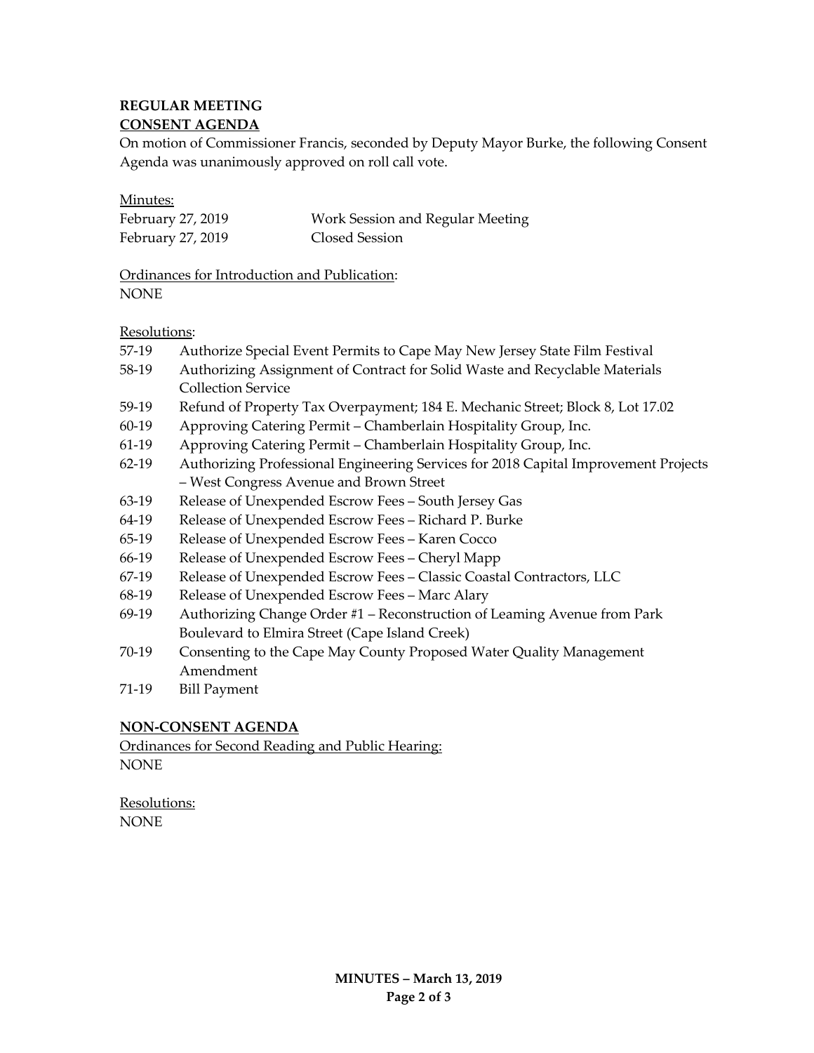## REGULAR MEETING

### CONSENT AGENDA

On motion of Commissioner Francis, seconded by Deputy Mayor Burke, the following Consent Agenda was unanimously approved on roll call vote.

Minutes:

| | |
|---|---|
| February 27, 2019 | Work Session and Regular Meeting |
| February 27, 2019 | Closed Session |

Ordinances for Introduction and Publication:
NONE

Resolutions:

- 57-19 Authorize Special Event Permits to Cape May New Jersey State Film Festival
- 58-19 Authorizing Assignment of Contract for Solid Waste and Recyclable Materials Collection Service
- 59-19 Refund of Property Tax Overpayment; 184 E. Mechanic Street; Block 8, Lot 17.02
- 60-19 Approving Catering Permit – Chamberlain Hospitality Group, Inc.
- 61-19 Approving Catering Permit – Chamberlain Hospitality Group, Inc.
- 62-19 Authorizing Professional Engineering Services for 2018 Capital Improvement Projects – West Congress Avenue and Brown Street
- 63-19 Release of Unexpended Escrow Fees – South Jersey Gas
- 64-19 Release of Unexpended Escrow Fees – Richard P. Burke
- 65-19 Release of Unexpended Escrow Fees – Karen Cocco
- 66-19 Release of Unexpended Escrow Fees – Cheryl Mapp
- 67-19 Release of Unexpended Escrow Fees – Classic Coastal Contractors, LLC
- 68-19 Release of Unexpended Escrow Fees – Marc Alary
- 69-19 Authorizing Change Order #1 – Reconstruction of Leaming Avenue from Park Boulevard to Elmira Street (Cape Island Creek)
- 70-19 Consenting to the Cape May County Proposed Water Quality Management Amendment
- 71-19 Bill Payment

### NON-CONSENT AGENDA

Ordinances for Second Reading and Public Hearing:
NONE

Resolutions:
NONE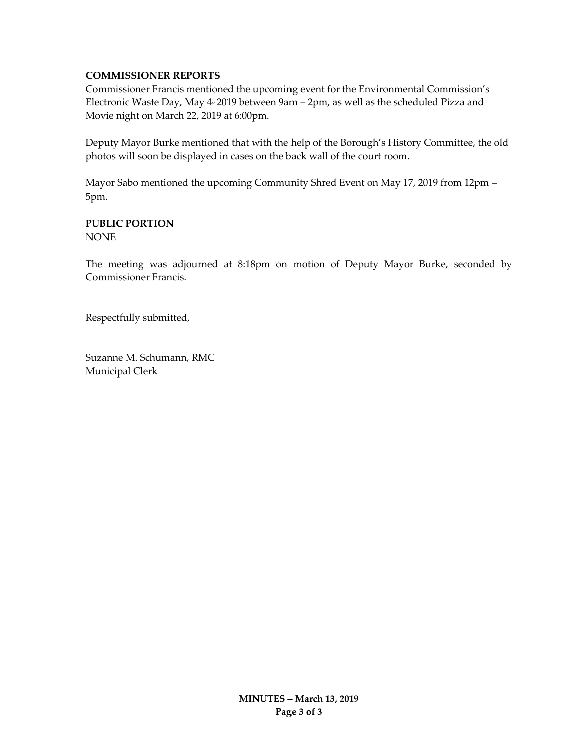## COMMISSIONER REPORTS

Commissioner Francis mentioned the upcoming event for the Environmental Commission's Electronic Waste Day, May 4th 2019 between 9am – 2pm, as well as the scheduled Pizza and Movie night on March 22, 2019 at 6:00pm.

Deputy Mayor Burke mentioned that with the help of the Borough's History Committee, the old photos will soon be displayed in cases on the back wall of the court room.

Mayor Sabo mentioned the upcoming Community Shred Event on May 17, 2019 from 12pm – 5pm.

**PUBLIC PORTION**
NONE

The meeting was adjourned at 8:18pm on motion of Deputy Mayor Burke, seconded by Commissioner Francis.

Respectfully submitted,

Suzanne M. Schumann, RMC
Municipal Clerk

**MINUTES – March 13, 2019**